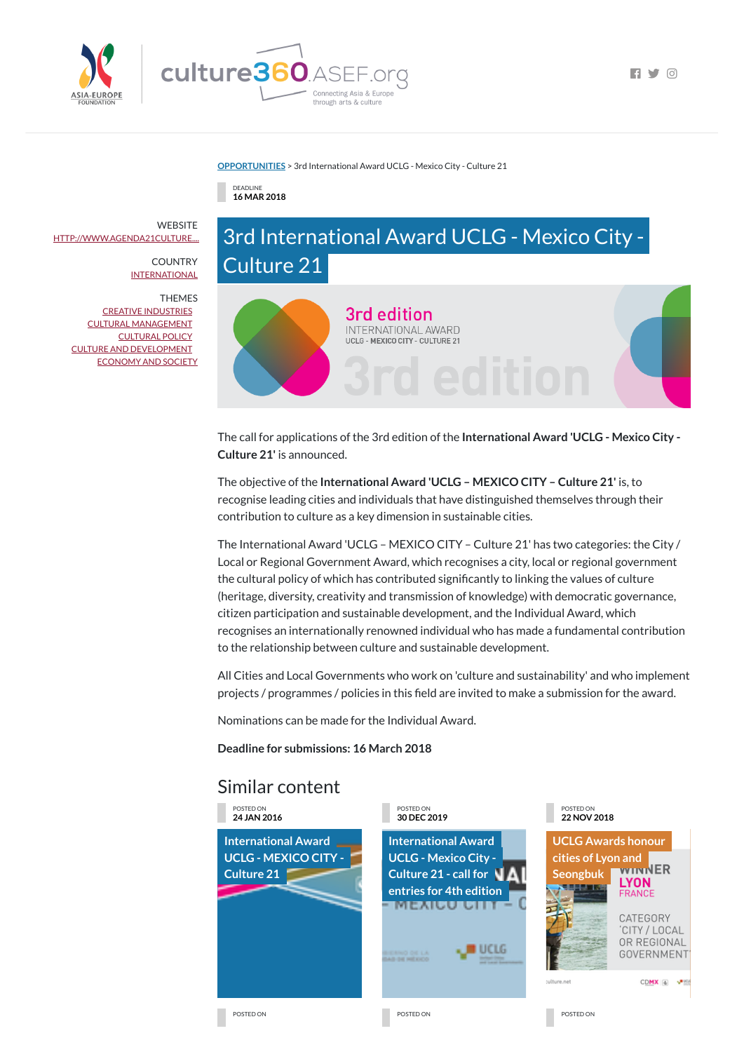[OPPORTUNITIES](#) > 3rd International Award UCLG - Mexico City - Culture 21

DEADLINE
**16 MAR 2018**

WEBSITE
HTTP://WWW.AGENDA21CULTURE....

COUNTRY
INTERNATIONAL

THEMES
CREATIVE INDUSTRIES
CULTURAL MANAGEMENT
CULTURAL POLICY
CULTURE AND DEVELOPMENT
ECONOMY AND SOCIETY

# 3rd International Award UCLG - Mexico City - Culture 21

The call for applications of the 3rd edition of the **International Award 'UCLG - Mexico City - Culture 21'** is announced.

The objective of the **International Award 'UCLG – MEXICO CITY – Culture 21'** is, to recognise leading cities and individuals that have distinguished themselves through their contribution to culture as a key dimension in sustainable cities.

The International Award 'UCLG – MEXICO CITY – Culture 21' has two categories: the City / Local or Regional Government Award, which recognises a city, local or regional government the cultural policy of which has contributed significantly to linking the values of culture (heritage, diversity, creativity and transmission of knowledge) with democratic governance, citizen participation and sustainable development, and the Individual Award, which recognises an internationally renowned individual who has made a fundamental contribution to the relationship between culture and sustainable development.

All Cities and Local Governments who work on 'culture and sustainability' and who implement projects / programmes / policies in this field are invited to make a submission for the award.

Nominations can be made for the Individual Award.

**Deadline for submissions: 16 March 2018**

## Similar content

POSTED ON
**24 JAN 2016**
International Award UCLG - MEXICO CITY - Culture 21

POSTED ON
**30 DEC 2019**
International Award UCLG - Mexico City - Culture 21 - call for entries for 4th edition

POSTED ON
**22 NOV 2018**
UCLG Awards honour cities of Lyon and Seongbuk

POSTED ON

POSTED ON

POSTED ON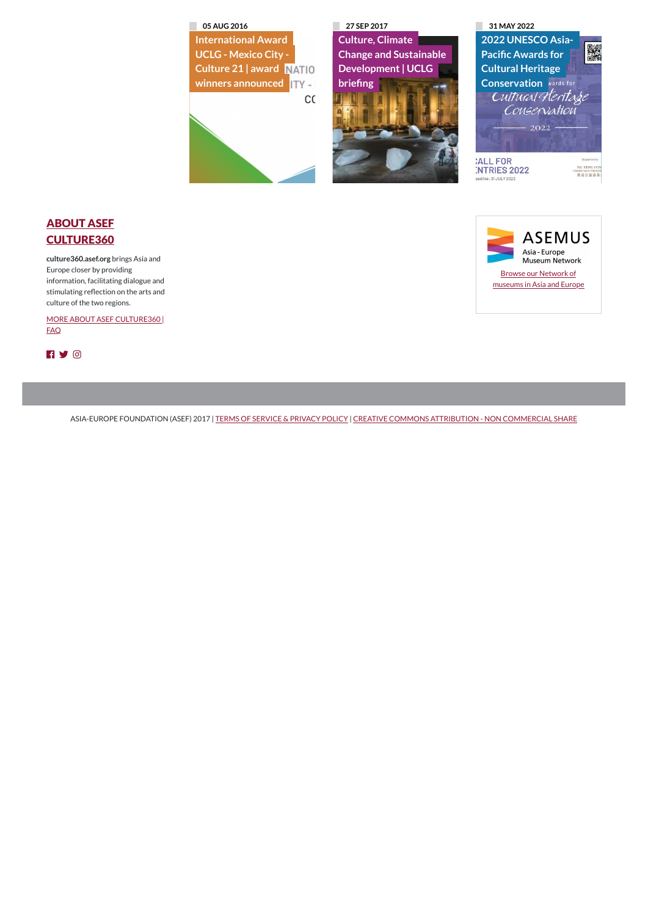05 AUG 2016

International Award UCLG - Mexico City - Culture 21 | award winners announced

27 SEP 2017

Culture, Climate Change and Sustainable Development | UCLG briefing

31 MAY 2022

2022 UNESCO Asia-Pacific Awards for Cultural Heritage Conservation

## ABOUT ASEF CULTURE360

**culture360.asef.org** brings Asia and Europe closer by providing information, facilitating dialogue and stimulating reflection on the arts and culture of the two regions.

MORE ABOUT ASEF CULTURE360 | FAQ

ASEMUS Asia - Europe Museum Network

Browse our Network of museums in Asia and Europe

ASIA-EUROPE FOUNDATION (ASEF) 2017 | TERMS OF SERVICE & PRIVACY POLICY | CREATIVE COMMONS ATTRIBUTION - NON COMMERCIAL SHARE